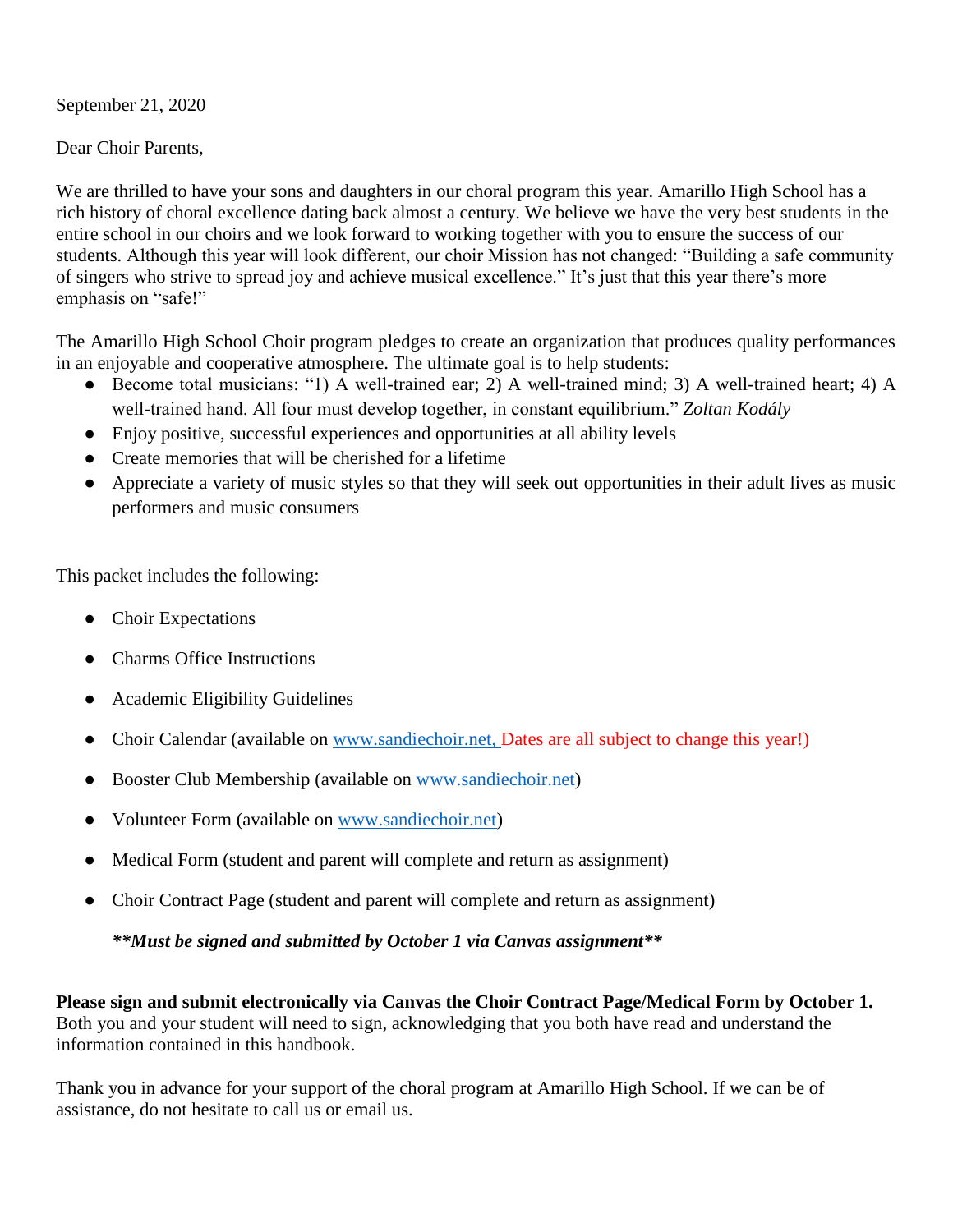September 21, 2020

Dear Choir Parents,

We are thrilled to have your sons and daughters in our choral program this year. Amarillo High School has a rich history of choral excellence dating back almost a century. We believe we have the very best students in the entire school in our choirs and we look forward to working together with you to ensure the success of our students. Although this year will look different, our choir Mission has not changed: "Building a safe community of singers who strive to spread joy and achieve musical excellence." It's just that this year there's more emphasis on "safe!"

The Amarillo High School Choir program pledges to create an organization that produces quality performances in an enjoyable and cooperative atmosphere. The ultimate goal is to help students:

- Become total musicians: "1) A well-trained ear; 2) A well-trained mind; 3) A well-trained heart; 4) A well-trained hand. All four must develop together, in constant equilibrium." *Zoltan Kodály*
- Enjoy positive, successful experiences and opportunities at all ability levels
- Create memories that will be cherished for a lifetime
- Appreciate a variety of music styles so that they will seek out opportunities in their adult lives as music performers and music consumers

This packet includes the following:

- Choir Expectations
- Charms Office Instructions
- Academic Eligibility Guidelines
- Choir Calendar (available on www.sandiechoir.net, Dates are all subject to change this year!)
- Booster Club Membership (available on www.sandiechoir.net)
- Volunteer Form (available on www.sandiechoir.net)
- Medical Form (student and parent will complete and return as assignment)
- Choir Contract Page (student and parent will complete and return as assignment)

***\*\*Must be signed and submitted by October 1 via Canvas assignment\*\****

**Please sign and submit electronically via Canvas the Choir Contract Page/Medical Form by October 1.** Both you and your student will need to sign, acknowledging that you both have read and understand the information contained in this handbook.

Thank you in advance for your support of the choral program at Amarillo High School. If we can be of assistance, do not hesitate to call us or email us.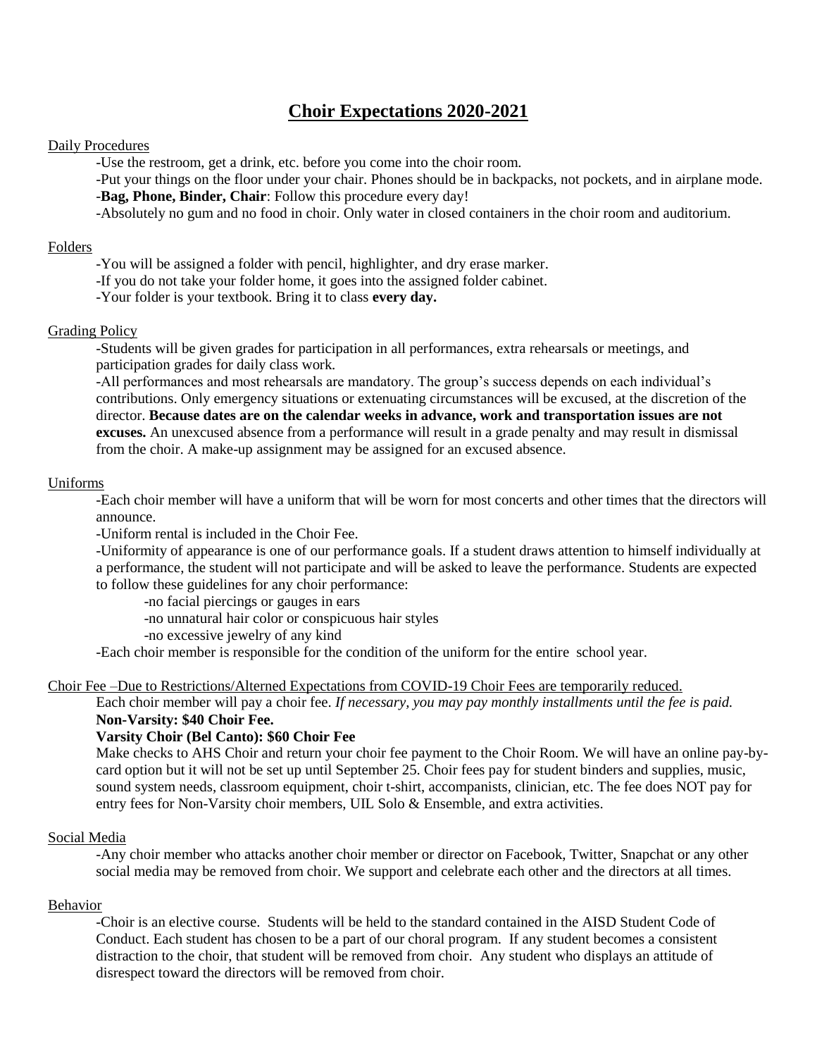# Choir Expectations 2020-2021

## Daily Procedures

-Use the restroom, get a drink, etc. before you come into the choir room.

-Put your things on the floor under your chair. Phones should be in backpacks, not pockets, and in airplane mode.

-**Bag, Phone, Binder, Chair**: Follow this procedure every day!

-Absolutely no gum and no food in choir. Only water in closed containers in the choir room and auditorium.

## Folders

-You will be assigned a folder with pencil, highlighter, and dry erase marker.

-If you do not take your folder home, it goes into the assigned folder cabinet.

-Your folder is your textbook. Bring it to class **every day.**

## Grading Policy

-Students will be given grades for participation in all performances, extra rehearsals or meetings, and participation grades for daily class work.

-All performances and most rehearsals are mandatory. The group's success depends on each individual's contributions. Only emergency situations or extenuating circumstances will be excused, at the discretion of the director. **Because dates are on the calendar weeks in advance, work and transportation issues are not excuses.** An unexcused absence from a performance will result in a grade penalty and may result in dismissal from the choir. A make-up assignment may be assigned for an excused absence.

## Uniforms

-Each choir member will have a uniform that will be worn for most concerts and other times that the directors will announce.

-Uniform rental is included in the Choir Fee.

-Uniformity of appearance is one of our performance goals. If a student draws attention to himself individually at a performance, the student will not participate and will be asked to leave the performance. Students are expected to follow these guidelines for any choir performance:

- -no facial piercings or gauges in ears
- -no unnatural hair color or conspicuous hair styles
- -no excessive jewelry of any kind

-Each choir member is responsible for the condition of the uniform for the entire school year.

## Choir Fee –Due to Restrictions/Alterned Expectations from COVID-19 Choir Fees are temporarily reduced.

Each choir member will pay a choir fee. *If necessary, you may pay monthly installments until the fee is paid.*

**Non-Varsity: $40 Choir Fee.**

**Varsity Choir (Bel Canto): $60 Choir Fee**

Make checks to AHS Choir and return your choir fee payment to the Choir Room. We will have an online pay-by-card option but it will not be set up until September 25. Choir fees pay for student binders and supplies, music, sound system needs, classroom equipment, choir t-shirt, accompanists, clinician, etc. The fee does NOT pay for entry fees for Non-Varsity choir members, UIL Solo & Ensemble, and extra activities.

## Social Media

-Any choir member who attacks another choir member or director on Facebook, Twitter, Snapchat or any other social media may be removed from choir. We support and celebrate each other and the directors at all times.

## Behavior

-Choir is an elective course. Students will be held to the standard contained in the AISD Student Code of Conduct. Each student has chosen to be a part of our choral program. If any student becomes a consistent distraction to the choir, that student will be removed from choir. Any student who displays an attitude of disrespect toward the directors will be removed from choir.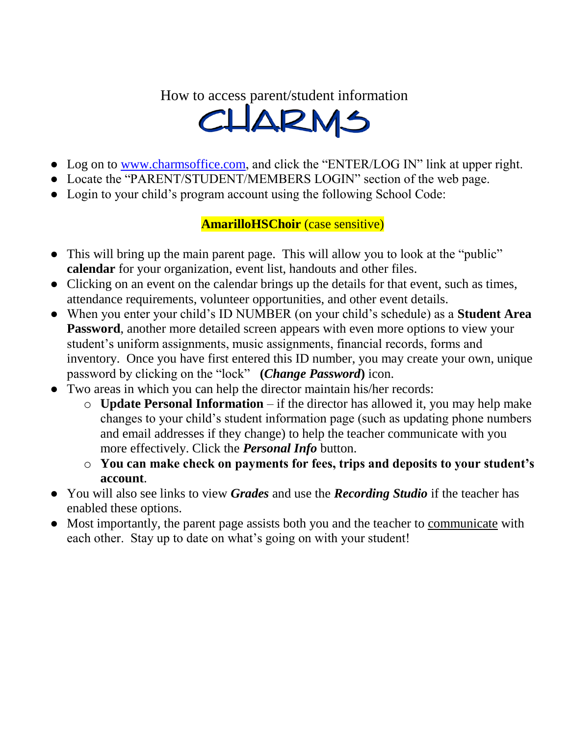How to access parent/student information

# CHARMS

- Log on to [www.charmsoffice.com](http://www.charmsoffice.com), and click the "ENTER/LOG IN" link at upper right.
- Locate the "PARENT/STUDENT/MEMBERS LOGIN" section of the web page.
- Login to your child's program account using the following School Code:

**AmarilloHSChoir** (case sensitive)

- This will bring up the main parent page. This will allow you to look at the "public" **calendar** for your organization, event list, handouts and other files.
- Clicking on an event on the calendar brings up the details for that event, such as times, attendance requirements, volunteer opportunities, and other event details.
- When you enter your child's ID NUMBER (on your child's schedule) as a **Student Area Password**, another more detailed screen appears with even more options to view your student's uniform assignments, music assignments, financial records, forms and inventory. Once you have first entered this ID number, you may create your own, unique password by clicking on the "lock" **(*Change Password*)** icon.
- Two areas in which you can help the director maintain his/her records:
  - **Update Personal Information** – if the director has allowed it, you may help make changes to your child's student information page (such as updating phone numbers and email addresses if they change) to help the teacher communicate with you more effectively. Click the ***Personal Info*** button.
  - **You can make check on payments for fees, trips and deposits to your student's account**.
- You will also see links to view ***Grades*** and use the ***Recording Studio*** if the teacher has enabled these options.
- Most importantly, the parent page assists both you and the teacher to <u>communicate</u> with each other. Stay up to date on what's going on with your student!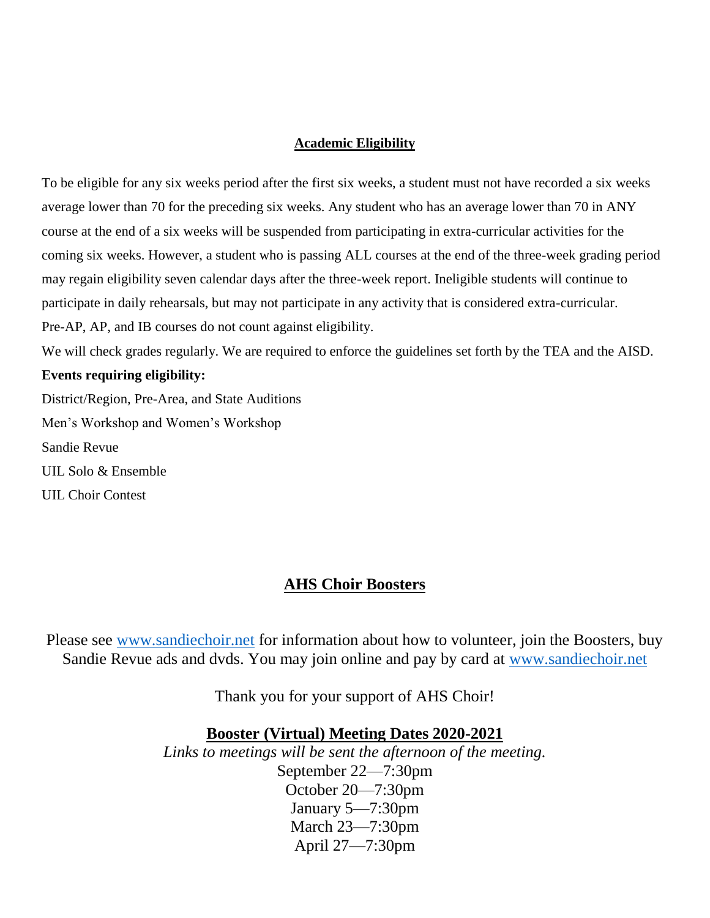## Academic Eligibility

To be eligible for any six weeks period after the first six weeks, a student must not have recorded a six weeks average lower than 70 for the preceding six weeks. Any student who has an average lower than 70 in ANY course at the end of a six weeks will be suspended from participating in extra-curricular activities for the coming six weeks. However, a student who is passing ALL courses at the end of the three-week grading period may regain eligibility seven calendar days after the three-week report. Ineligible students will continue to participate in daily rehearsals, but may not participate in any activity that is considered extra-curricular. Pre-AP, AP, and IB courses do not count against eligibility.

We will check grades regularly. We are required to enforce the guidelines set forth by the TEA and the AISD.

**Events requiring eligibility:**

District/Region, Pre-Area, and State Auditions

Men's Workshop and Women's Workshop

Sandie Revue

UIL Solo & Ensemble

UIL Choir Contest

## AHS Choir Boosters

Please see www.sandiechoir.net for information about how to volunteer, join the Boosters, buy Sandie Revue ads and dvds. You may join online and pay by card at www.sandiechoir.net

Thank you for your support of AHS Choir!

### Booster (Virtual) Meeting Dates 2020-2021

*Links to meetings will be sent the afternoon of the meeting.*

September 22—7:30pm
October 20—7:30pm
January 5—7:30pm
March 23—7:30pm
April 27—7:30pm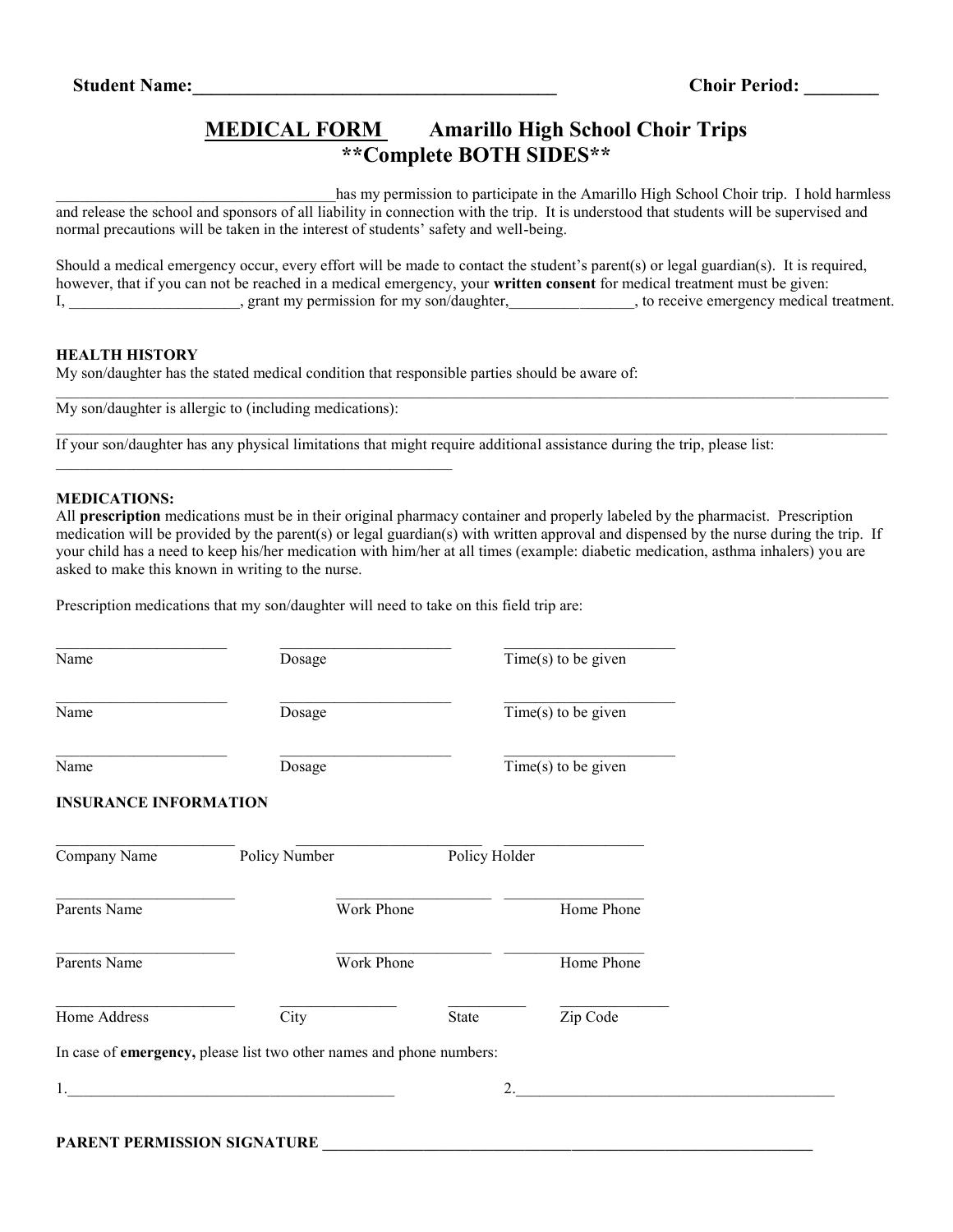**Student Name:________________________________________ Choir Period: ________**

## MEDICAL FORM Amarillo High School Choir Trips **Complete BOTH SIDES**

____________________________________has my permission to participate in the Amarillo High School Choir trip. I hold harmless and release the school and sponsors of all liability in connection with the trip. It is understood that students will be supervised and normal precautions will be taken in the interest of students' safety and well-being.

Should a medical emergency occur, every effort will be made to contact the student's parent(s) or legal guardian(s). It is required, however, that if you can not be reached in a medical emergency, your **written consent** for medical treatment must be given:
I, ______________________, grant my permission for my son/daughter,________________, to receive emergency medical treatment.

**HEALTH HISTORY**

My son/daughter has the stated medical condition that responsible parties should be aware of:
______________________________________________________________________________________________

My son/daughter is allergic to (including medications):
______________________________________________________________________________________________

If your son/daughter has any physical limitations that might require additional assistance during the trip, please list:
_____________________________________________________

**MEDICATIONS:**

All **prescription** medications must be in their original pharmacy container and properly labeled by the pharmacist. Prescription medication will be provided by the parent(s) or legal guardian(s) with written approval and dispensed by the nurse during the trip. If your child has a need to keep his/her medication with him/her at all times (example: diabetic medication, asthma inhalers) you are asked to make this known in writing to the nurse.

Prescription medications that my son/daughter will need to take on this field trip are:

| Name | Dosage | Time(s) to be given |
|---|---|---|
| ______________________ | ______________________ | ______________________ |
| ______________________ | ______________________ | ______________________ |
| ______________________ | ______________________ | ______________________ |

**INSURANCE INFORMATION**

| Company Name | Policy Number | Policy Holder |
|---|---|---|
| ______________________ | ______________________ | ______________________ |

| Parents Name | Work Phone | Home Phone |
|---|---|---|
| ______________________ | ______________________ | ______________________ |
| ______________________ | ______________________ | ______________________ |

| Home Address | City | State | Zip Code |
|---|---|---|---|
| ______________________ | ________________ | ___________ | ______________ |

In case of **emergency,** please list two other names and phone numbers:

1.________________________________________ 2.________________________________________

**PARENT PERMISSION SIGNATURE ______________________________________________________________**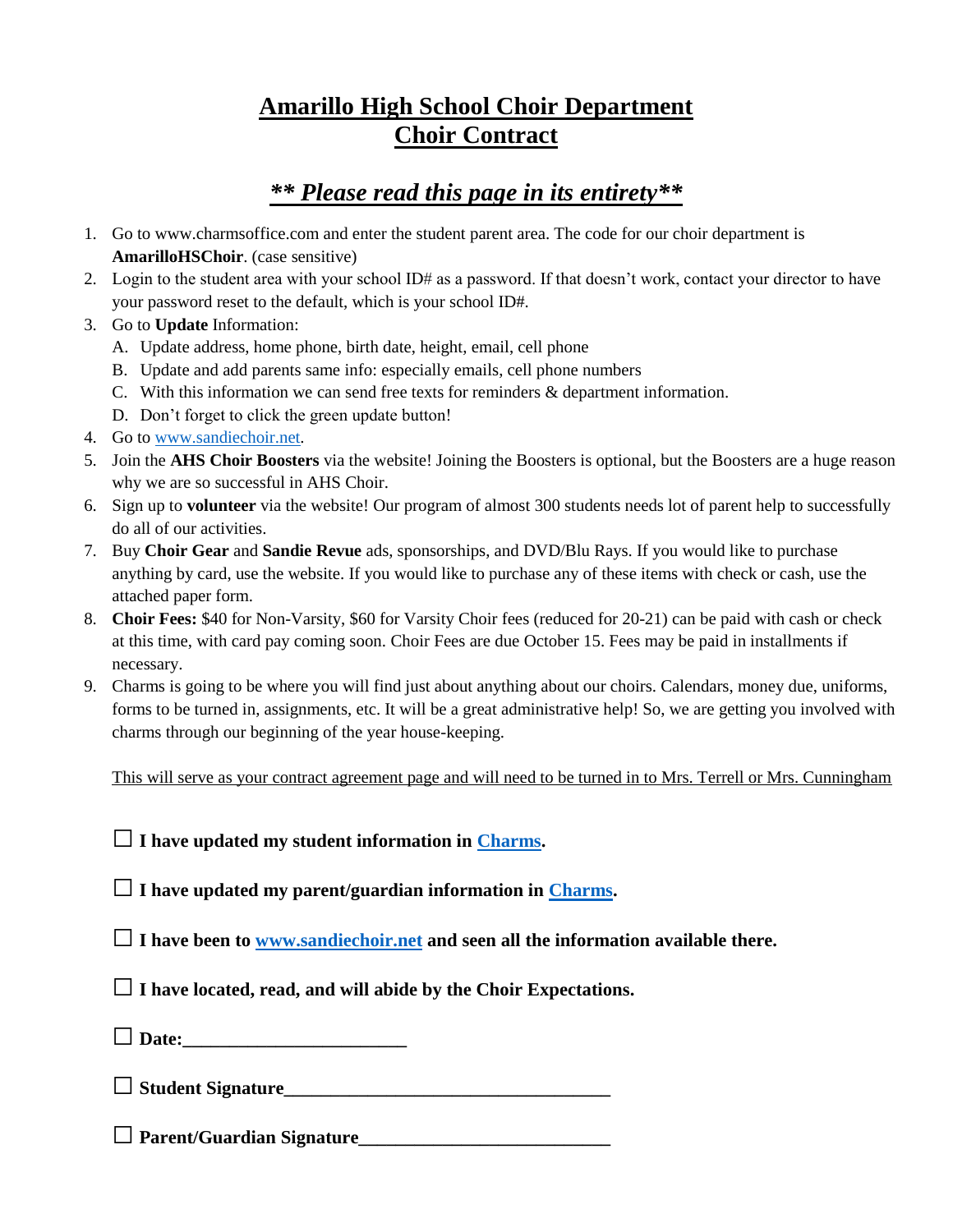# Amarillo High School Choir Department
# Choir Contract

## ***\*\* Please read this page in its entirety\*\****

1. Go to www.charmsoffice.com and enter the student parent area. The code for our choir department is **AmarilloHSChoir**. (case sensitive)
2. Login to the student area with your school ID# as a password. If that doesn't work, contact your director to have your password reset to the default, which is your school ID#.
3. Go to **Update** Information:
   A. Update address, home phone, birth date, height, email, cell phone
   B. Update and add parents same info: especially emails, cell phone numbers
   C. With this information we can send free texts for reminders & department information.
   D. Don't forget to click the green update button!
4. Go to www.sandiechoir.net.
5. Join the **AHS Choir Boosters** via the website! Joining the Boosters is optional, but the Boosters are a huge reason why we are so successful in AHS Choir.
6. Sign up to **volunteer** via the website! Our program of almost 300 students needs lot of parent help to successfully do all of our activities.
7. Buy **Choir Gear** and **Sandie Revue** ads, sponsorships, and DVD/Blu Rays. If you would like to purchase anything by card, use the website. If you would like to purchase any of these items with check or cash, use the attached paper form.
8. **Choir Fees:** $40 for Non-Varsity, $60 for Varsity Choir fees (reduced for 20-21) can be paid with cash or check at this time, with card pay coming soon. Choir Fees are due October 15. Fees may be paid in installments if necessary.
9. Charms is going to be where you will find just about anything about our choirs. Calendars, money due, uniforms, forms to be turned in, assignments, etc. It will be a great administrative help! So, we are getting you involved with charms through our beginning of the year house-keeping.

This will serve as your contract agreement page and will need to be turned in to Mrs. Terrell or Mrs. Cunningham

☐ **I have updated my student information in Charms.**

☐ **I have updated my parent/guardian information in Charms.**

☐ **I have been to www.sandiechoir.net and seen all the information available there.**

☐ **I have located, read, and will abide by the Choir Expectations.**

☐ **Date:________________________**

☐ **Student Signature___________________________________**

☐ **Parent/Guardian Signature___________________________**